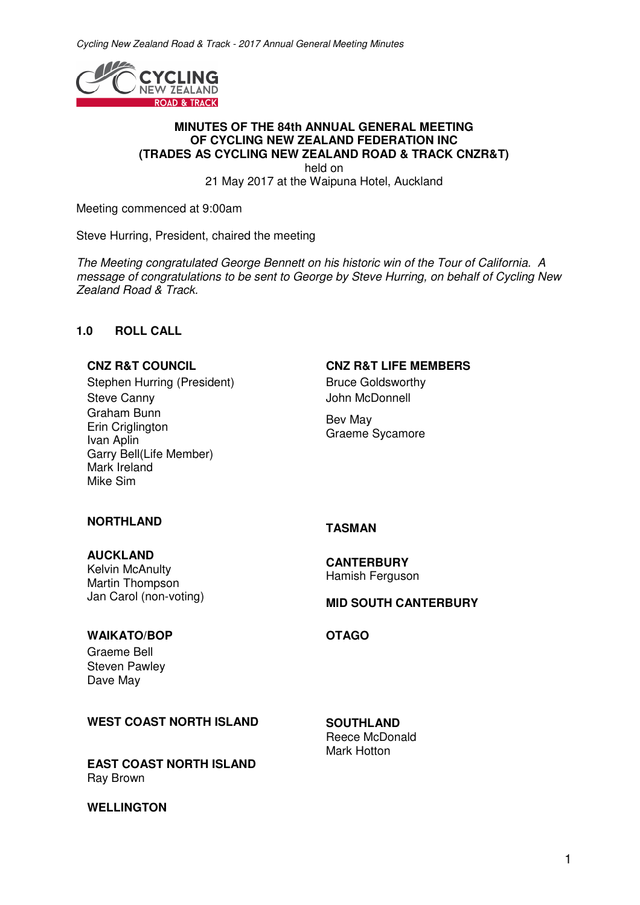**MINUTES OF THE 84th ANNUAL GENERAL MEETING**
**OF CYCLING NEW ZEALAND FEDERATION INC**
**(TRADES AS CYCLING NEW ZEALAND ROAD & TRACK CNZR&T)**
held on
21 May 2017 at the Waipuna Hotel, Auckland

Meeting commenced at 9:00am

Steve Hurring, President, chaired the meeting

*The Meeting congratulated George Bennett on his historic win of the Tour of California. A message of congratulations to be sent to George by Steve Hurring, on behalf of Cycling New Zealand Road & Track.*

## 1.0 ROLL CALL

**CNZ R&T COUNCIL**
Stephen Hurring (President)
Steve Canny
Graham Bunn
Erin Criglington
Ivan Aplin
Garry Bell(Life Member)
Mark Ireland
Mike Sim

**CNZ R&T LIFE MEMBERS**
Bruce Goldsworthy
John McDonnell
Bev May
Graeme Sycamore

**NORTHLAND**

**AUCKLAND**
Kelvin McAnulty
Martin Thompson
Jan Carol (non-voting)

**WAIKATO/BOP**
Graeme Bell
Steven Pawley
Dave May

**WEST COAST NORTH ISLAND**

**EAST COAST NORTH ISLAND**
Ray Brown

**WELLINGTON**

**TASMAN**

**CANTERBURY**
Hamish Ferguson

**MID SOUTH CANTERBURY**

**OTAGO**

**SOUTHLAND**
Reece McDonald
Mark Hotton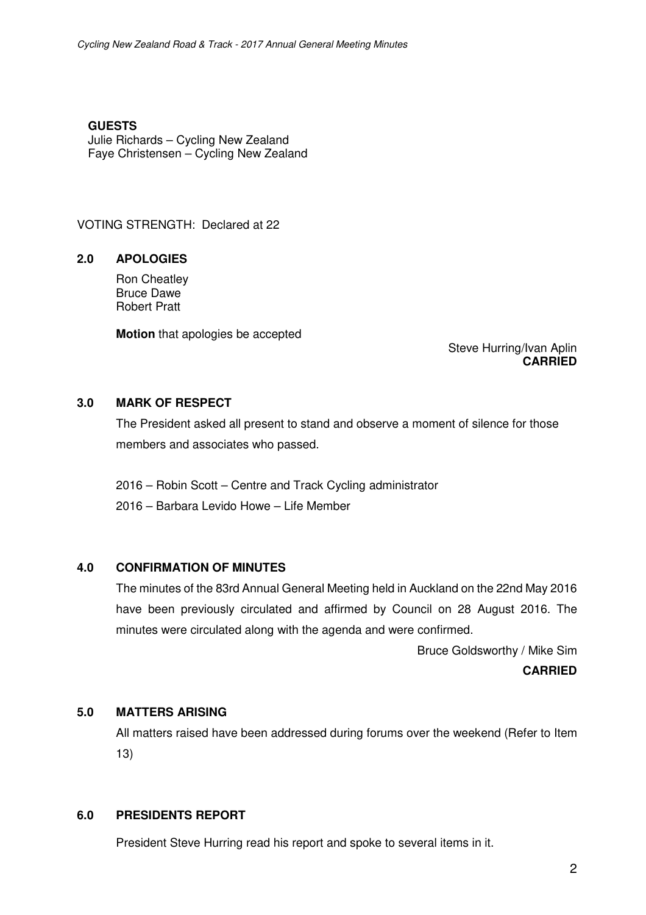**GUESTS**

Julie Richards – Cycling New Zealand
Faye Christensen – Cycling New Zealand

VOTING STRENGTH: Declared at 22

## 2.0 APOLOGIES

Ron Cheatley
Bruce Dawe
Robert Pratt

**Motion** that apologies be accepted

Steve Hurring/Ivan Aplin
**CARRIED**

## 3.0 MARK OF RESPECT

The President asked all present to stand and observe a moment of silence for those members and associates who passed.

2016 – Robin Scott – Centre and Track Cycling administrator

2016 – Barbara Levido Howe – Life Member

## 4.0 CONFIRMATION OF MINUTES

The minutes of the 83rd Annual General Meeting held in Auckland on the 22nd May 2016 have been previously circulated and affirmed by Council on 28 August 2016. The minutes were circulated along with the agenda and were confirmed.

Bruce Goldsworthy / Mike Sim
**CARRIED**

## 5.0 MATTERS ARISING

All matters raised have been addressed during forums over the weekend (Refer to Item 13)

## 6.0 PRESIDENTS REPORT

President Steve Hurring read his report and spoke to several items in it.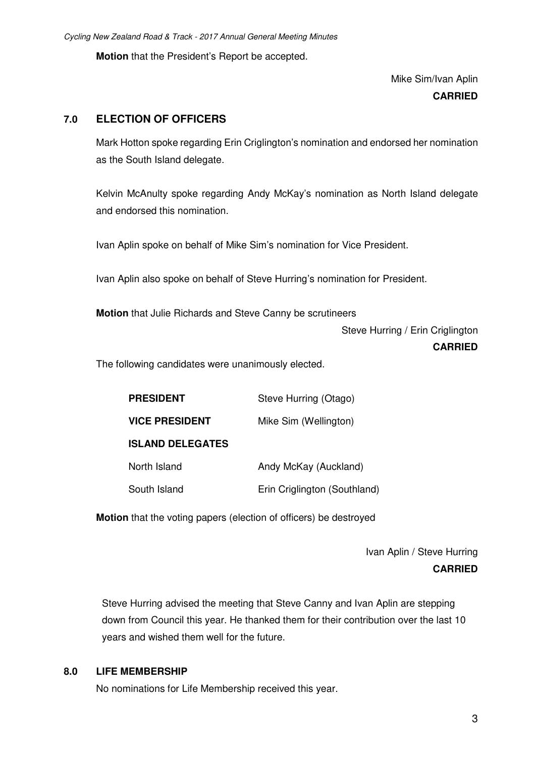**Motion** that the President's Report be accepted.

Mike Sim/Ivan Aplin
**CARRIED**

## 7.0 ELECTION OF OFFICERS

Mark Hotton spoke regarding Erin Criglington's nomination and endorsed her nomination as the South Island delegate.

Kelvin McAnulty spoke regarding Andy McKay's nomination as North Island delegate and endorsed this nomination.

Ivan Aplin spoke on behalf of Mike Sim's nomination for Vice President.

Ivan Aplin also spoke on behalf of Steve Hurring's nomination for President.

**Motion** that Julie Richards and Steve Canny be scrutineers

Steve Hurring / Erin Criglington
**CARRIED**

The following candidates were unanimously elected.

| | |
|---|---|
| **PRESIDENT** | Steve Hurring (Otago) |
| **VICE PRESIDENT** | Mike Sim (Wellington) |
| **ISLAND DELEGATES** | |
| North Island | Andy McKay (Auckland) |
| South Island | Erin Criglington (Southland) |

**Motion** that the voting papers (election of officers) be destroyed

Ivan Aplin / Steve Hurring
**CARRIED**

Steve Hurring advised the meeting that Steve Canny and Ivan Aplin are stepping down from Council this year. He thanked them for their contribution over the last 10 years and wished them well for the future.

## 8.0 LIFE MEMBERSHIP

No nominations for Life Membership received this year.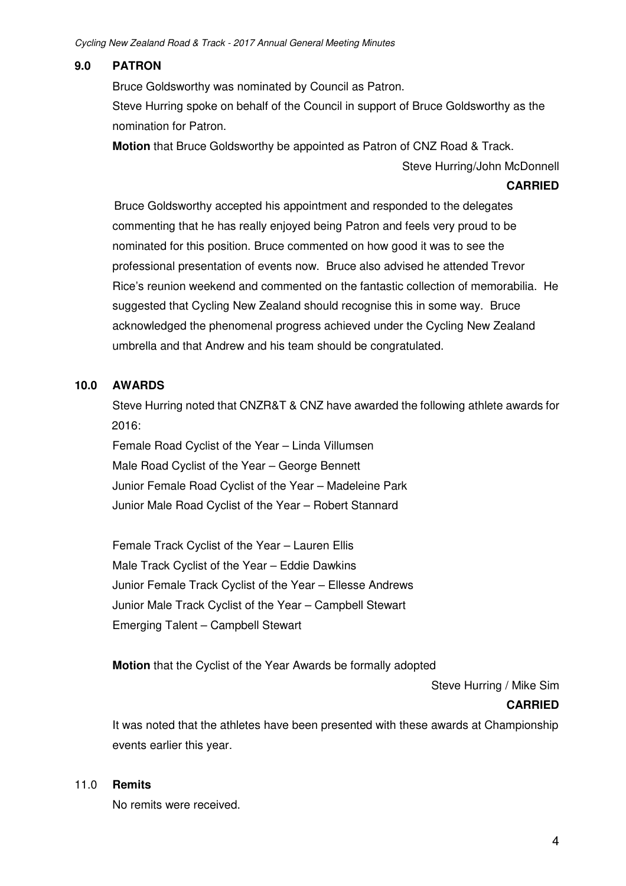## 9.0 PATRON

Bruce Goldsworthy was nominated by Council as Patron.

Steve Hurring spoke on behalf of the Council in support of Bruce Goldsworthy as the nomination for Patron.

**Motion** that Bruce Goldsworthy be appointed as Patron of CNZ Road & Track.

Steve Hurring/John McDonnell

**CARRIED**

Bruce Goldsworthy accepted his appointment and responded to the delegates commenting that he has really enjoyed being Patron and feels very proud to be nominated for this position. Bruce commented on how good it was to see the professional presentation of events now. Bruce also advised he attended Trevor Rice's reunion weekend and commented on the fantastic collection of memorabilia. He suggested that Cycling New Zealand should recognise this in some way. Bruce acknowledged the phenomenal progress achieved under the Cycling New Zealand umbrella and that Andrew and his team should be congratulated.

## 10.0 AWARDS

Steve Hurring noted that CNZR&T & CNZ have awarded the following athlete awards for 2016:

Female Road Cyclist of the Year – Linda Villumsen
Male Road Cyclist of the Year – George Bennett
Junior Female Road Cyclist of the Year – Madeleine Park
Junior Male Road Cyclist of the Year – Robert Stannard

Female Track Cyclist of the Year – Lauren Ellis
Male Track Cyclist of the Year – Eddie Dawkins
Junior Female Track Cyclist of the Year – Ellesse Andrews
Junior Male Track Cyclist of the Year – Campbell Stewart
Emerging Talent – Campbell Stewart

**Motion** that the Cyclist of the Year Awards be formally adopted

Steve Hurring / Mike Sim

**CARRIED**

It was noted that the athletes have been presented with these awards at Championship events earlier this year.

## 11.0 Remits

No remits were received.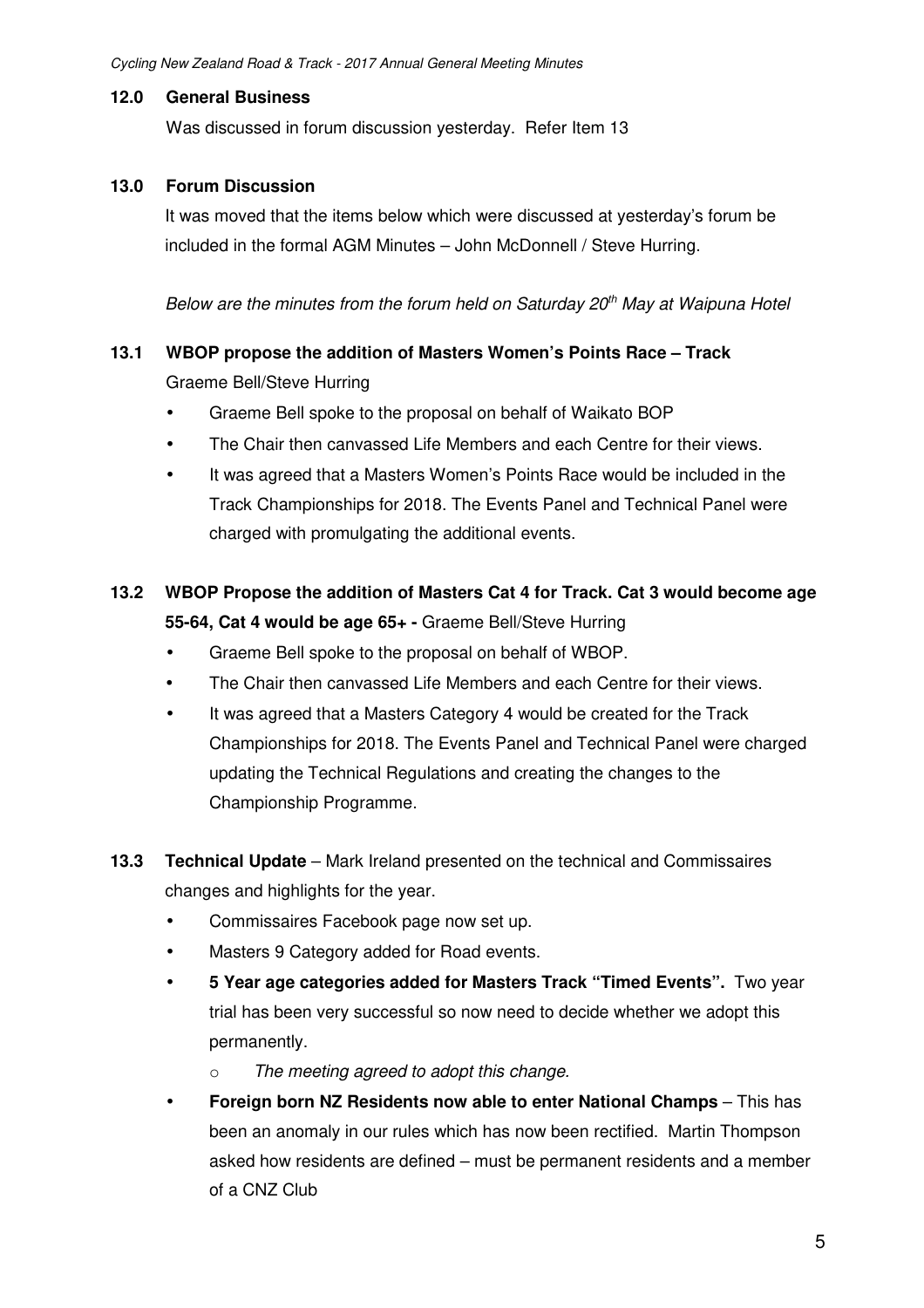## 12.0 General Business

Was discussed in forum discussion yesterday. Refer Item 13

## 13.0 Forum Discussion

It was moved that the items below which were discussed at yesterday's forum be included in the formal AGM Minutes – John McDonnell / Steve Hurring.

*Below are the minutes from the forum held on Saturday 20th May at Waipuna Hotel*

### 13.1 WBOP propose the addition of Masters Women's Points Race – Track

Graeme Bell/Steve Hurring

- Graeme Bell spoke to the proposal on behalf of Waikato BOP
- The Chair then canvassed Life Members and each Centre for their views.
- It was agreed that a Masters Women's Points Race would be included in the Track Championships for 2018. The Events Panel and Technical Panel were charged with promulgating the additional events.

### 13.2 WBOP Propose the addition of Masters Cat 4 for Track. Cat 3 would become age 55-64, Cat 4 would be age 65+ - Graeme Bell/Steve Hurring

- Graeme Bell spoke to the proposal on behalf of WBOP.
- The Chair then canvassed Life Members and each Centre for their views.
- It was agreed that a Masters Category 4 would be created for the Track Championships for 2018. The Events Panel and Technical Panel were charged updating the Technical Regulations and creating the changes to the Championship Programme.

### 13.3 Technical Update – Mark Ireland presented on the technical and Commissaires changes and highlights for the year.

- Commissaires Facebook page now set up.
- Masters 9 Category added for Road events.
- **5 Year age categories added for Masters Track "Timed Events".** Two year trial has been very successful so now need to decide whether we adopt this permanently.
  - *The meeting agreed to adopt this change.*
- **Foreign born NZ Residents now able to enter National Champs** – This has been an anomaly in our rules which has now been rectified. Martin Thompson asked how residents are defined – must be permanent residents and a member of a CNZ Club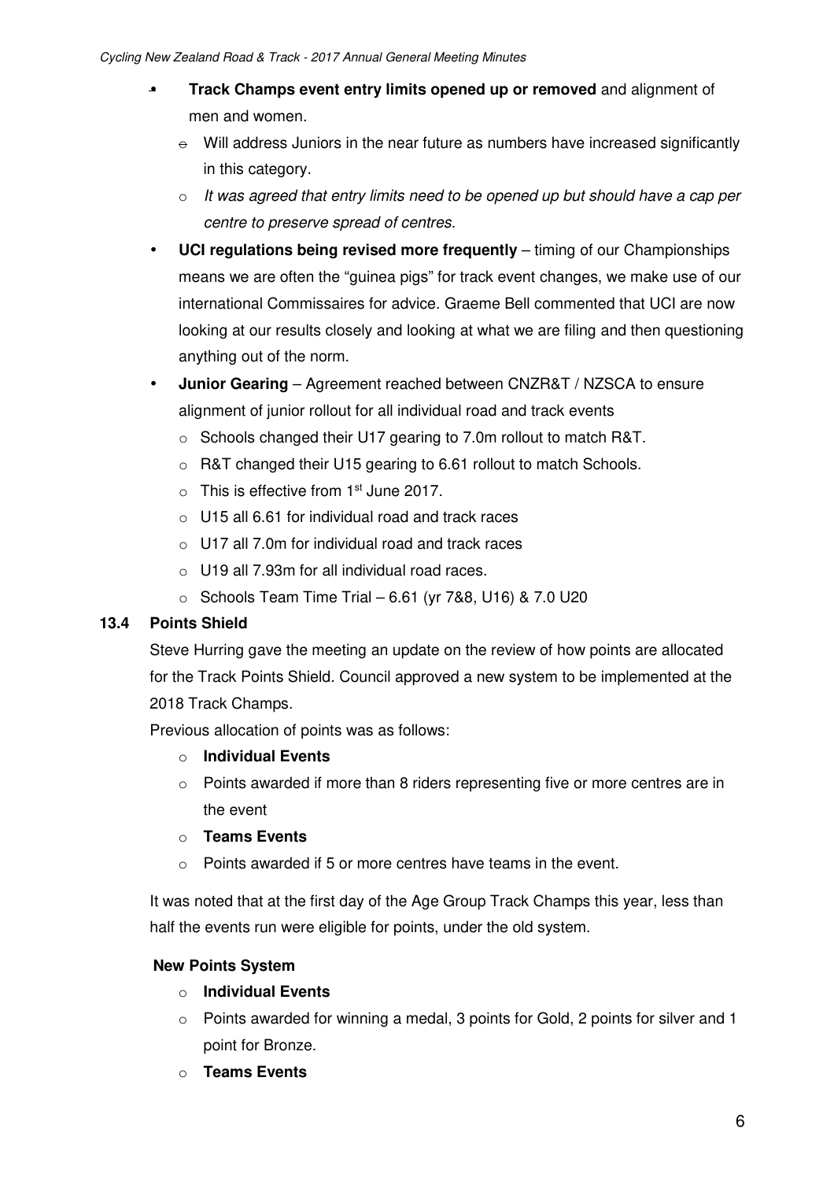- **Track Champs event entry limits opened up or removed** and alignment of men and women.
  - Will address Juniors in the near future as numbers have increased significantly in this category.
  - *It was agreed that entry limits need to be opened up but should have a cap per centre to preserve spread of centres.*
- **UCI regulations being revised more frequently** – timing of our Championships means we are often the "guinea pigs" for track event changes, we make use of our international Commissaires for advice. Graeme Bell commented that UCI are now looking at our results closely and looking at what we are filing and then questioning anything out of the norm.
- **Junior Gearing** – Agreement reached between CNZR&T / NZSCA to ensure alignment of junior rollout for all individual road and track events
  - Schools changed their U17 gearing to 7.0m rollout to match R&T.
  - R&T changed their U15 gearing to 6.61 rollout to match Schools.
  - This is effective from 1st June 2017.
  - U15 all 6.61 for individual road and track races
  - U17 all 7.0m for individual road and track races
  - U19 all 7.93m for all individual road races.
  - Schools Team Time Trial – 6.61 (yr 7&8, U16) & 7.0 U20

### 13.4 Points Shield

Steve Hurring gave the meeting an update on the review of how points are allocated for the Track Points Shield. Council approved a new system to be implemented at the 2018 Track Champs.

Previous allocation of points was as follows:

- **Individual Events**
- Points awarded if more than 8 riders representing five or more centres are in the event
- **Teams Events**
- Points awarded if 5 or more centres have teams in the event.

It was noted that at the first day of the Age Group Track Champs this year, less than half the events run were eligible for points, under the old system.

**New Points System**

- **Individual Events**
- Points awarded for winning a medal, 3 points for Gold, 2 points for silver and 1 point for Bronze.
- **Teams Events**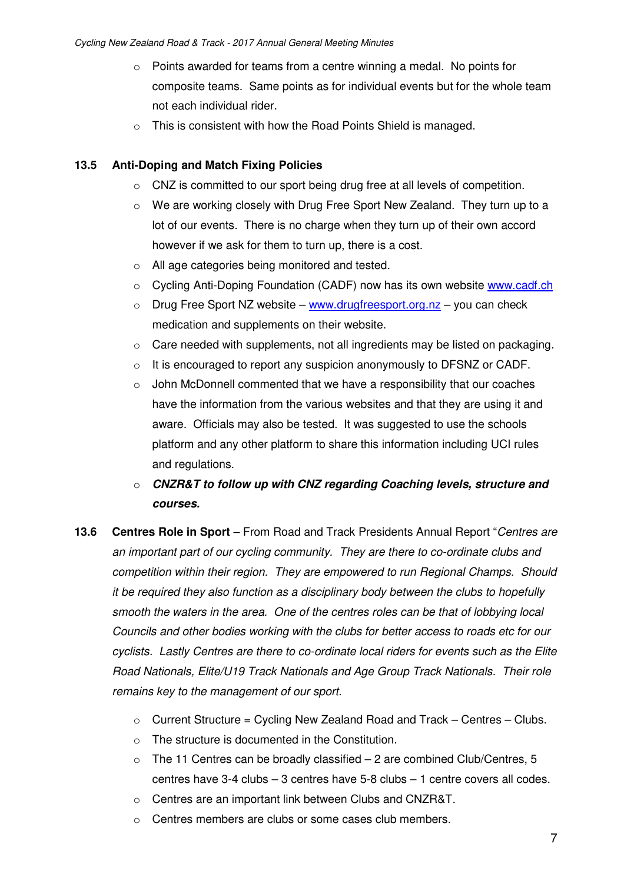- Points awarded for teams from a centre winning a medal. No points for composite teams. Same points as for individual events but for the whole team not each individual rider.
- This is consistent with how the Road Points Shield is managed.

### 13.5 Anti-Doping and Match Fixing Policies

- CNZ is committed to our sport being drug free at all levels of competition.
- We are working closely with Drug Free Sport New Zealand. They turn up to a lot of our events. There is no charge when they turn up of their own accord however if we ask for them to turn up, there is a cost.
- All age categories being monitored and tested.
- Cycling Anti-Doping Foundation (CADF) now has its own website [www.cadf.ch](www.cadf.ch)
- Drug Free Sport NZ website – [www.drugfreesport.org.nz](www.drugfreesport.org.nz) – you can check medication and supplements on their website.
- Care needed with supplements, not all ingredients may be listed on packaging.
- It is encouraged to report any suspicion anonymously to DFSNZ or CADF.
- John McDonnell commented that we have a responsibility that our coaches have the information from the various websites and that they are using it and aware. Officials may also be tested. It was suggested to use the schools platform and any other platform to share this information including UCI rules and regulations.
- ***CNZR&T to follow up with CNZ regarding Coaching levels, structure and courses.***

### 13.6 Centres Role in Sport

– From Road and Track Presidents Annual Report "*Centres are an important part of our cycling community. They are there to co-ordinate clubs and competition within their region. They are empowered to run Regional Champs. Should it be required they also function as a disciplinary body between the clubs to hopefully smooth the waters in the area. One of the centres roles can be that of lobbying local Councils and other bodies working with the clubs for better access to roads etc for our cyclists. Lastly Centres are there to co-ordinate local riders for events such as the Elite Road Nationals, Elite/U19 Track Nationals and Age Group Track Nationals. Their role remains key to the management of our sport.*

- Current Structure = Cycling New Zealand Road and Track – Centres – Clubs.
- The structure is documented in the Constitution.
- The 11 Centres can be broadly classified – 2 are combined Club/Centres, 5 centres have 3-4 clubs – 3 centres have 5-8 clubs – 1 centre covers all codes.
- Centres are an important link between Clubs and CNZR&T.
- Centres members are clubs or some cases club members.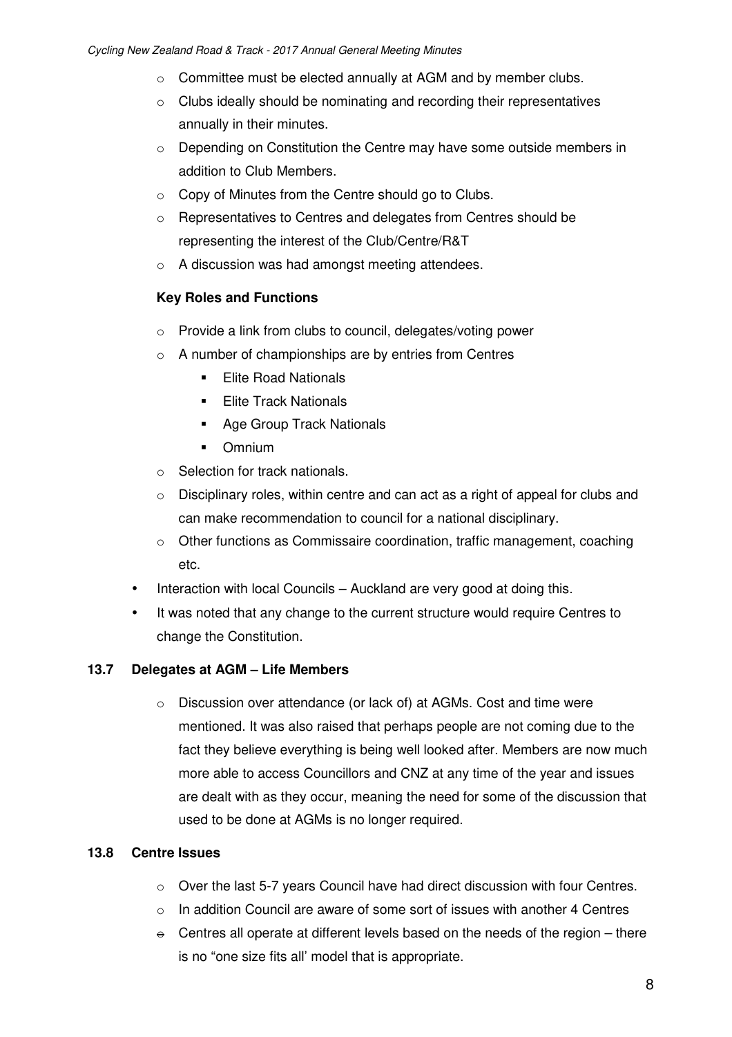- Committee must be elected annually at AGM and by member clubs.
- Clubs ideally should be nominating and recording their representatives annually in their minutes.
- Depending on Constitution the Centre may have some outside members in addition to Club Members.
- Copy of Minutes from the Centre should go to Clubs.
- Representatives to Centres and delegates from Centres should be representing the interest of the Club/Centre/R&T
- A discussion was had amongst meeting attendees.

**Key Roles and Functions**

- Provide a link from clubs to council, delegates/voting power
- A number of championships are by entries from Centres
  - Elite Road Nationals
  - Elite Track Nationals
  - Age Group Track Nationals
  - Omnium
- Selection for track nationals.
- Disciplinary roles, within centre and can act as a right of appeal for clubs and can make recommendation to council for a national disciplinary.
- Other functions as Commissaire coordination, traffic management, coaching etc.

- Interaction with local Councils – Auckland are very good at doing this.
- It was noted that any change to the current structure would require Centres to change the Constitution.

**13.7 Delegates at AGM – Life Members**

- Discussion over attendance (or lack of) at AGMs. Cost and time were mentioned. It was also raised that perhaps people are not coming due to the fact they believe everything is being well looked after. Members are now much more able to access Councillors and CNZ at any time of the year and issues are dealt with as they occur, meaning the need for some of the discussion that used to be done at AGMs is no longer required.

**13.8 Centre Issues**

- Over the last 5-7 years Council have had direct discussion with four Centres.
- In addition Council are aware of some sort of issues with another 4 Centres
- Centres all operate at different levels based on the needs of the region – there is no "one size fits all' model that is appropriate.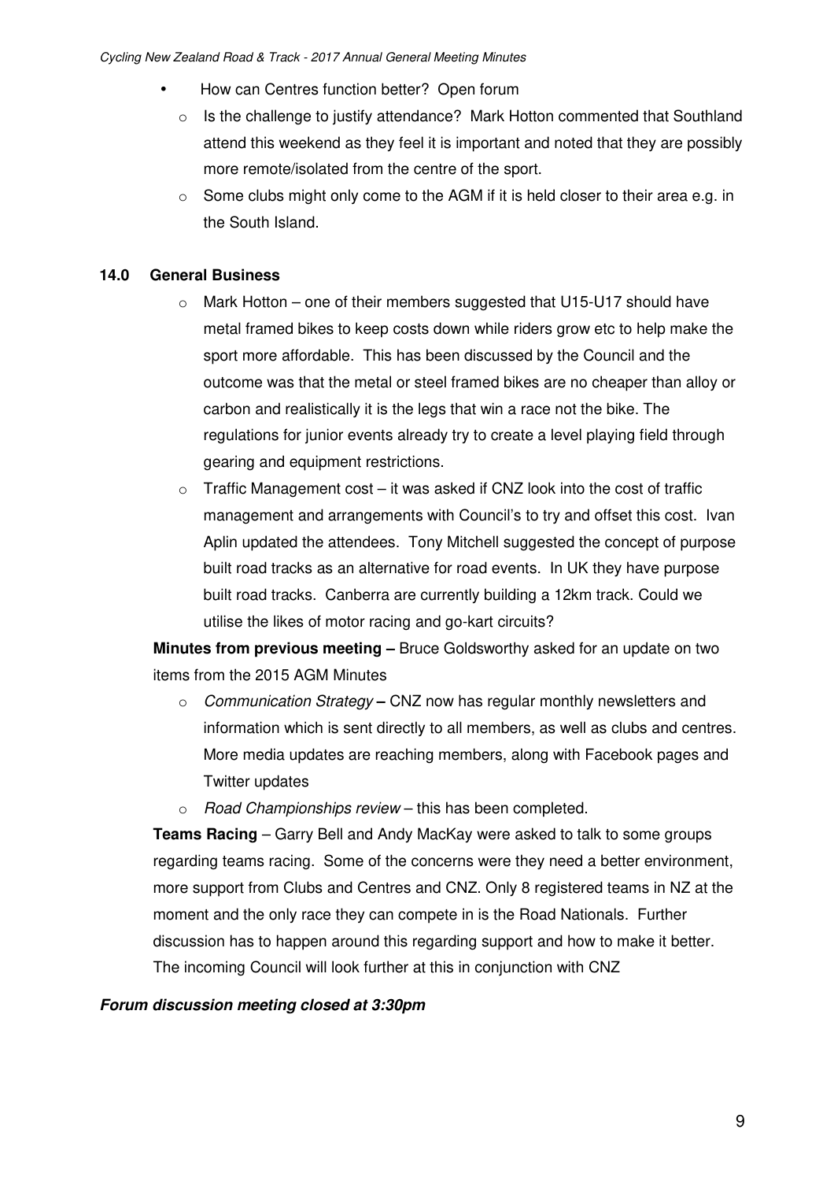- How can Centres function better? Open forum
  - Is the challenge to justify attendance? Mark Hotton commented that Southland attend this weekend as they feel it is important and noted that they are possibly more remote/isolated from the centre of the sport.
  - Some clubs might only come to the AGM if it is held closer to their area e.g. in the South Island.

## 14.0 General Business

- Mark Hotton – one of their members suggested that U15-U17 should have metal framed bikes to keep costs down while riders grow etc to help make the sport more affordable. This has been discussed by the Council and the outcome was that the metal or steel framed bikes are no cheaper than alloy or carbon and realistically it is the legs that win a race not the bike. The regulations for junior events already try to create a level playing field through gearing and equipment restrictions.
- Traffic Management cost – it was asked if CNZ look into the cost of traffic management and arrangements with Council's to try and offset this cost. Ivan Aplin updated the attendees. Tony Mitchell suggested the concept of purpose built road tracks as an alternative for road events. In UK they have purpose built road tracks. Canberra are currently building a 12km track. Could we utilise the likes of motor racing and go-kart circuits?

**Minutes from previous meeting –** Bruce Goldsworthy asked for an update on two items from the 2015 AGM Minutes

- *Communication Strategy* **–** CNZ now has regular monthly newsletters and information which is sent directly to all members, as well as clubs and centres. More media updates are reaching members, along with Facebook pages and Twitter updates
- *Road Championships review* – this has been completed.

**Teams Racing** – Garry Bell and Andy MacKay were asked to talk to some groups regarding teams racing. Some of the concerns were they need a better environment, more support from Clubs and Centres and CNZ. Only 8 registered teams in NZ at the moment and the only race they can compete in is the Road Nationals. Further discussion has to happen around this regarding support and how to make it better. The incoming Council will look further at this in conjunction with CNZ

***Forum discussion meeting closed at 3:30pm***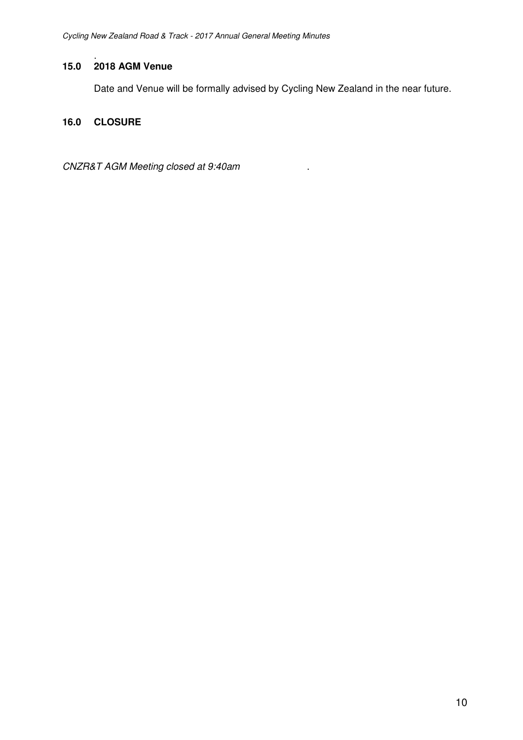## 15.0 2018 AGM Venue

Date and Venue will be formally advised by Cycling New Zealand in the near future.

## 16.0 CLOSURE

*CNZR&T AGM Meeting closed at 9:40am* .